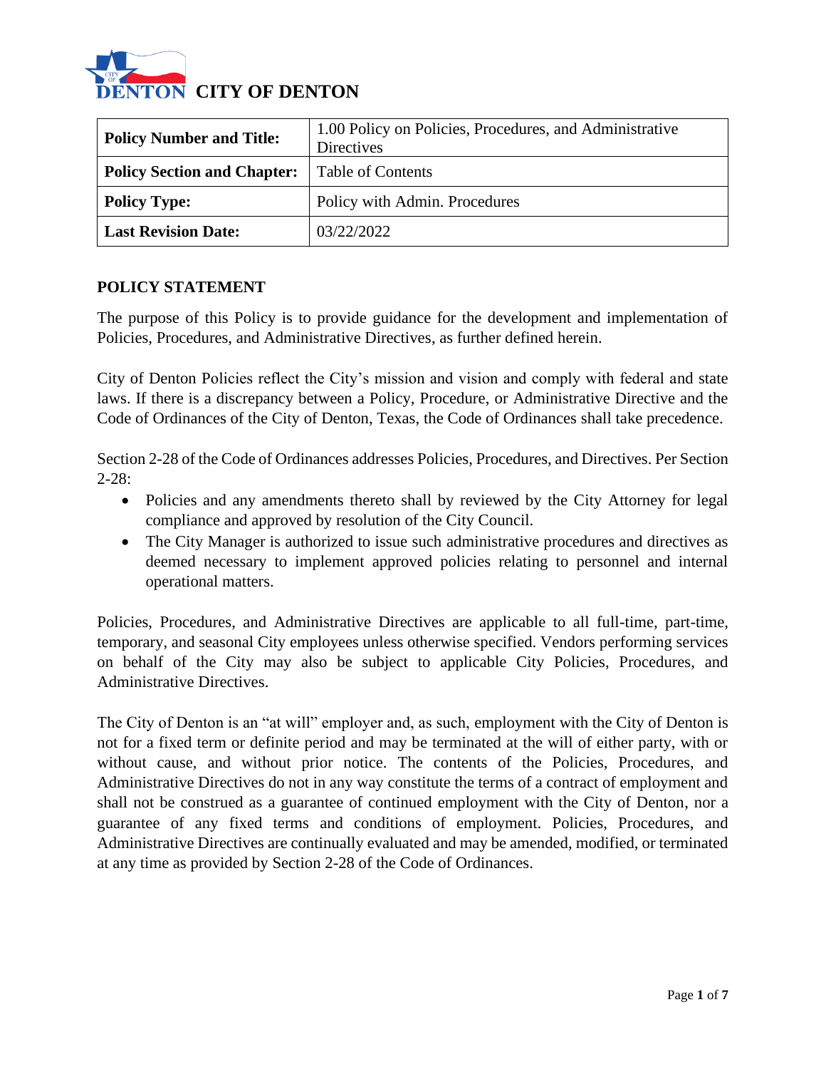# CITY OF DENTON

| Policy Number and Title: | 1.00 Policy on Policies, Procedures, and Administrative Directives |
|---|---|
| **Policy Section and Chapter:** | Table of Contents |
| **Policy Type:** | Policy with Admin. Procedures |
| **Last Revision Date:** | 03/22/2022 |

## POLICY STATEMENT

The purpose of this Policy is to provide guidance for the development and implementation of Policies, Procedures, and Administrative Directives, as further defined herein.

City of Denton Policies reflect the City's mission and vision and comply with federal and state laws. If there is a discrepancy between a Policy, Procedure, or Administrative Directive and the Code of Ordinances of the City of Denton, Texas, the Code of Ordinances shall take precedence.

Section 2-28 of the Code of Ordinances addresses Policies, Procedures, and Directives. Per Section 2-28:

- Policies and any amendments thereto shall by reviewed by the City Attorney for legal compliance and approved by resolution of the City Council.
- The City Manager is authorized to issue such administrative procedures and directives as deemed necessary to implement approved policies relating to personnel and internal operational matters.

Policies, Procedures, and Administrative Directives are applicable to all full-time, part-time, temporary, and seasonal City employees unless otherwise specified. Vendors performing services on behalf of the City may also be subject to applicable City Policies, Procedures, and Administrative Directives.

The City of Denton is an "at will" employer and, as such, employment with the City of Denton is not for a fixed term or definite period and may be terminated at the will of either party, with or without cause, and without prior notice. The contents of the Policies, Procedures, and Administrative Directives do not in any way constitute the terms of a contract of employment and shall not be construed as a guarantee of continued employment with the City of Denton, nor a guarantee of any fixed terms and conditions of employment. Policies, Procedures, and Administrative Directives are continually evaluated and may be amended, modified, or terminated at any time as provided by Section 2-28 of the Code of Ordinances.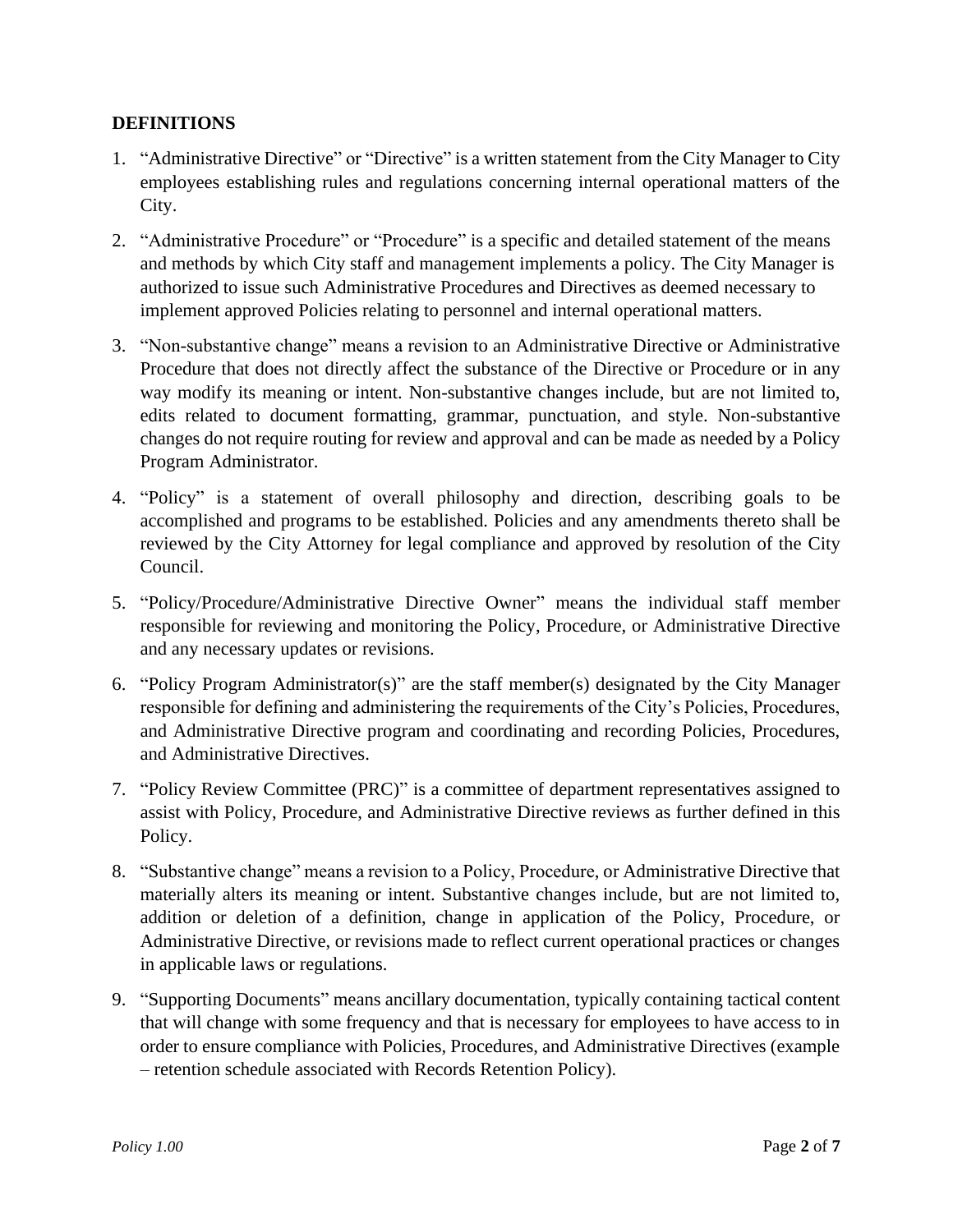## DEFINITIONS

1. "Administrative Directive" or "Directive" is a written statement from the City Manager to City employees establishing rules and regulations concerning internal operational matters of the City.

2. "Administrative Procedure" or "Procedure" is a specific and detailed statement of the means and methods by which City staff and management implements a policy. The City Manager is authorized to issue such Administrative Procedures and Directives as deemed necessary to implement approved Policies relating to personnel and internal operational matters.

3. "Non-substantive change" means a revision to an Administrative Directive or Administrative Procedure that does not directly affect the substance of the Directive or Procedure or in any way modify its meaning or intent. Non-substantive changes include, but are not limited to, edits related to document formatting, grammar, punctuation, and style. Non-substantive changes do not require routing for review and approval and can be made as needed by a Policy Program Administrator.

4. "Policy" is a statement of overall philosophy and direction, describing goals to be accomplished and programs to be established. Policies and any amendments thereto shall be reviewed by the City Attorney for legal compliance and approved by resolution of the City Council.

5. "Policy/Procedure/Administrative Directive Owner" means the individual staff member responsible for reviewing and monitoring the Policy, Procedure, or Administrative Directive and any necessary updates or revisions.

6. "Policy Program Administrator(s)" are the staff member(s) designated by the City Manager responsible for defining and administering the requirements of the City's Policies, Procedures, and Administrative Directive program and coordinating and recording Policies, Procedures, and Administrative Directives.

7. "Policy Review Committee (PRC)" is a committee of department representatives assigned to assist with Policy, Procedure, and Administrative Directive reviews as further defined in this Policy.

8. "Substantive change" means a revision to a Policy, Procedure, or Administrative Directive that materially alters its meaning or intent. Substantive changes include, but are not limited to, addition or deletion of a definition, change in application of the Policy, Procedure, or Administrative Directive, or revisions made to reflect current operational practices or changes in applicable laws or regulations.

9. "Supporting Documents" means ancillary documentation, typically containing tactical content that will change with some frequency and that is necessary for employees to have access to in order to ensure compliance with Policies, Procedures, and Administrative Directives (example – retention schedule associated with Records Retention Policy).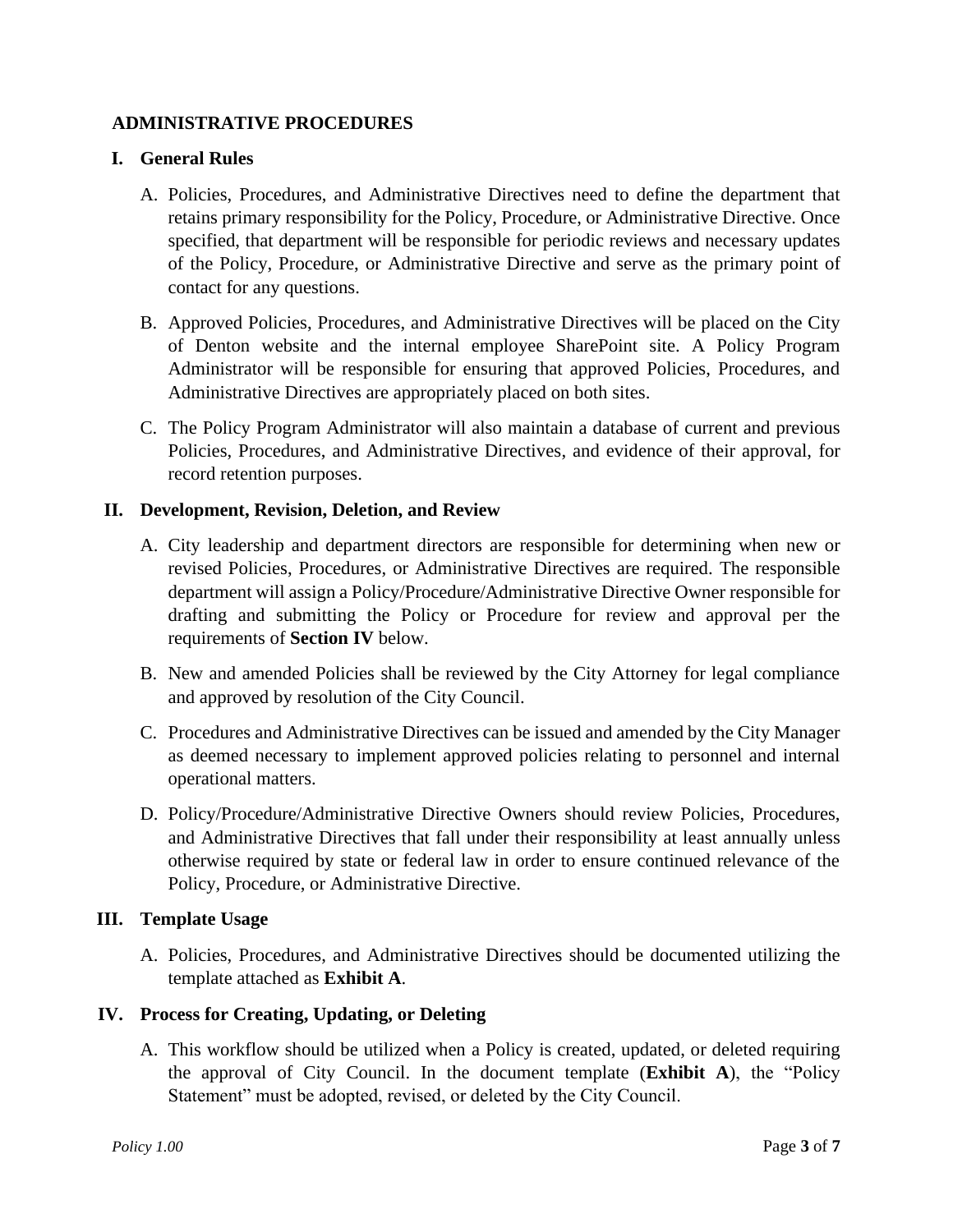## ADMINISTRATIVE PROCEDURES

### I. General Rules

A. Policies, Procedures, and Administrative Directives need to define the department that retains primary responsibility for the Policy, Procedure, or Administrative Directive. Once specified, that department will be responsible for periodic reviews and necessary updates of the Policy, Procedure, or Administrative Directive and serve as the primary point of contact for any questions.

B. Approved Policies, Procedures, and Administrative Directives will be placed on the City of Denton website and the internal employee SharePoint site. A Policy Program Administrator will be responsible for ensuring that approved Policies, Procedures, and Administrative Directives are appropriately placed on both sites.

C. The Policy Program Administrator will also maintain a database of current and previous Policies, Procedures, and Administrative Directives, and evidence of their approval, for record retention purposes.

### II. Development, Revision, Deletion, and Review

A. City leadership and department directors are responsible for determining when new or revised Policies, Procedures, or Administrative Directives are required. The responsible department will assign a Policy/Procedure/Administrative Directive Owner responsible for drafting and submitting the Policy or Procedure for review and approval per the requirements of **Section IV** below.

B. New and amended Policies shall be reviewed by the City Attorney for legal compliance and approved by resolution of the City Council.

C. Procedures and Administrative Directives can be issued and amended by the City Manager as deemed necessary to implement approved policies relating to personnel and internal operational matters.

D. Policy/Procedure/Administrative Directive Owners should review Policies, Procedures, and Administrative Directives that fall under their responsibility at least annually unless otherwise required by state or federal law in order to ensure continued relevance of the Policy, Procedure, or Administrative Directive.

### III. Template Usage

A. Policies, Procedures, and Administrative Directives should be documented utilizing the template attached as **Exhibit A**.

### IV. Process for Creating, Updating, or Deleting

A. This workflow should be utilized when a Policy is created, updated, or deleted requiring the approval of City Council. In the document template (**Exhibit A**), the "Policy Statement" must be adopted, revised, or deleted by the City Council.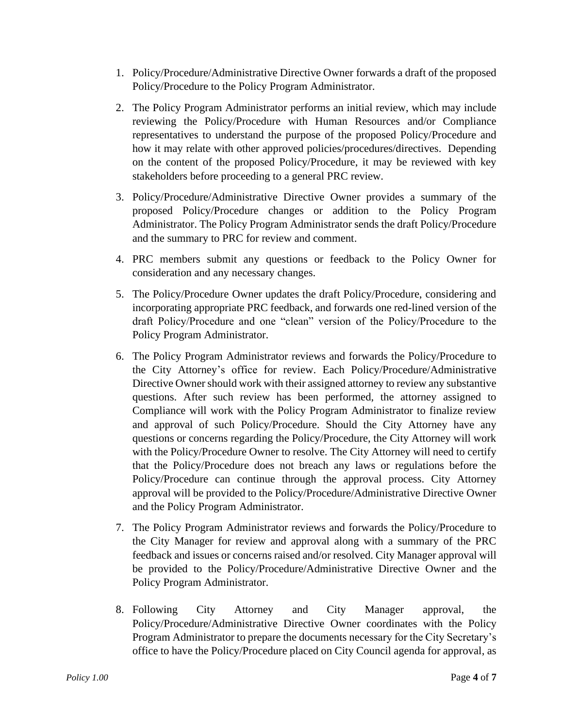1. Policy/Procedure/Administrative Directive Owner forwards a draft of the proposed Policy/Procedure to the Policy Program Administrator.

2. The Policy Program Administrator performs an initial review, which may include reviewing the Policy/Procedure with Human Resources and/or Compliance representatives to understand the purpose of the proposed Policy/Procedure and how it may relate with other approved policies/procedures/directives. Depending on the content of the proposed Policy/Procedure, it may be reviewed with key stakeholders before proceeding to a general PRC review.

3. Policy/Procedure/Administrative Directive Owner provides a summary of the proposed Policy/Procedure changes or addition to the Policy Program Administrator. The Policy Program Administrator sends the draft Policy/Procedure and the summary to PRC for review and comment.

4. PRC members submit any questions or feedback to the Policy Owner for consideration and any necessary changes.

5. The Policy/Procedure Owner updates the draft Policy/Procedure, considering and incorporating appropriate PRC feedback, and forwards one red-lined version of the draft Policy/Procedure and one "clean" version of the Policy/Procedure to the Policy Program Administrator.

6. The Policy Program Administrator reviews and forwards the Policy/Procedure to the City Attorney's office for review. Each Policy/Procedure/Administrative Directive Owner should work with their assigned attorney to review any substantive questions. After such review has been performed, the attorney assigned to Compliance will work with the Policy Program Administrator to finalize review and approval of such Policy/Procedure. Should the City Attorney have any questions or concerns regarding the Policy/Procedure, the City Attorney will work with the Policy/Procedure Owner to resolve. The City Attorney will need to certify that the Policy/Procedure does not breach any laws or regulations before the Policy/Procedure can continue through the approval process. City Attorney approval will be provided to the Policy/Procedure/Administrative Directive Owner and the Policy Program Administrator.

7. The Policy Program Administrator reviews and forwards the Policy/Procedure to the City Manager for review and approval along with a summary of the PRC feedback and issues or concerns raised and/or resolved. City Manager approval will be provided to the Policy/Procedure/Administrative Directive Owner and the Policy Program Administrator.

8. Following City Attorney and City Manager approval, the Policy/Procedure/Administrative Directive Owner coordinates with the Policy Program Administrator to prepare the documents necessary for the City Secretary's office to have the Policy/Procedure placed on City Council agenda for approval, as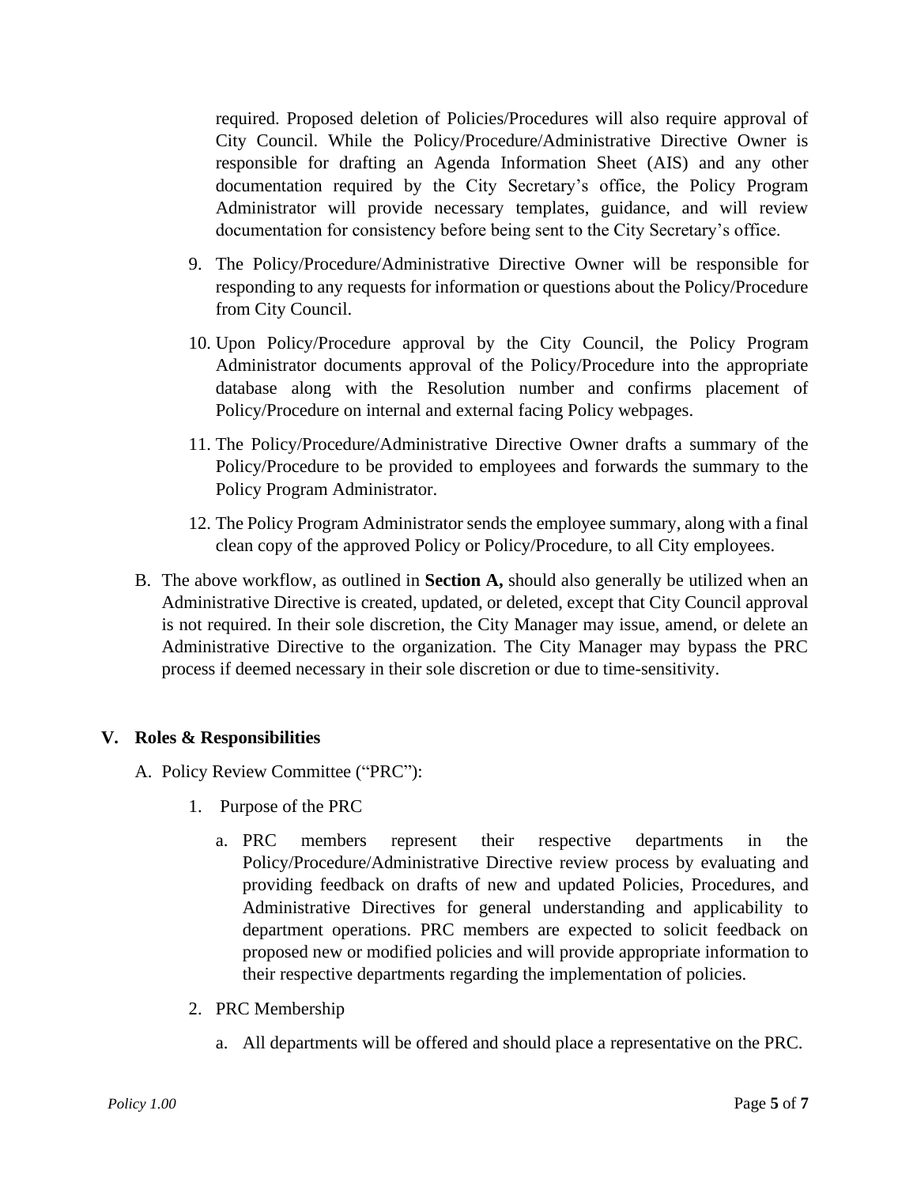required. Proposed deletion of Policies/Procedures will also require approval of City Council. While the Policy/Procedure/Administrative Directive Owner is responsible for drafting an Agenda Information Sheet (AIS) and any other documentation required by the City Secretary's office, the Policy Program Administrator will provide necessary templates, guidance, and will review documentation for consistency before being sent to the City Secretary's office.

9. The Policy/Procedure/Administrative Directive Owner will be responsible for responding to any requests for information or questions about the Policy/Procedure from City Council.

10. Upon Policy/Procedure approval by the City Council, the Policy Program Administrator documents approval of the Policy/Procedure into the appropriate database along with the Resolution number and confirms placement of Policy/Procedure on internal and external facing Policy webpages.

11. The Policy/Procedure/Administrative Directive Owner drafts a summary of the Policy/Procedure to be provided to employees and forwards the summary to the Policy Program Administrator.

12. The Policy Program Administrator sends the employee summary, along with a final clean copy of the approved Policy or Policy/Procedure, to all City employees.

B. The above workflow, as outlined in **Section A,** should also generally be utilized when an Administrative Directive is created, updated, or deleted, except that City Council approval is not required. In their sole discretion, the City Manager may issue, amend, or delete an Administrative Directive to the organization. The City Manager may bypass the PRC process if deemed necessary in their sole discretion or due to time-sensitivity.

## V. Roles & Responsibilities

A. Policy Review Committee ("PRC"):

1. Purpose of the PRC

   a. PRC members represent their respective departments in the Policy/Procedure/Administrative Directive review process by evaluating and providing feedback on drafts of new and updated Policies, Procedures, and Administrative Directives for general understanding and applicability to department operations. PRC members are expected to solicit feedback on proposed new or modified policies and will provide appropriate information to their respective departments regarding the implementation of policies.

2. PRC Membership

   a. All departments will be offered and should place a representative on the PRC.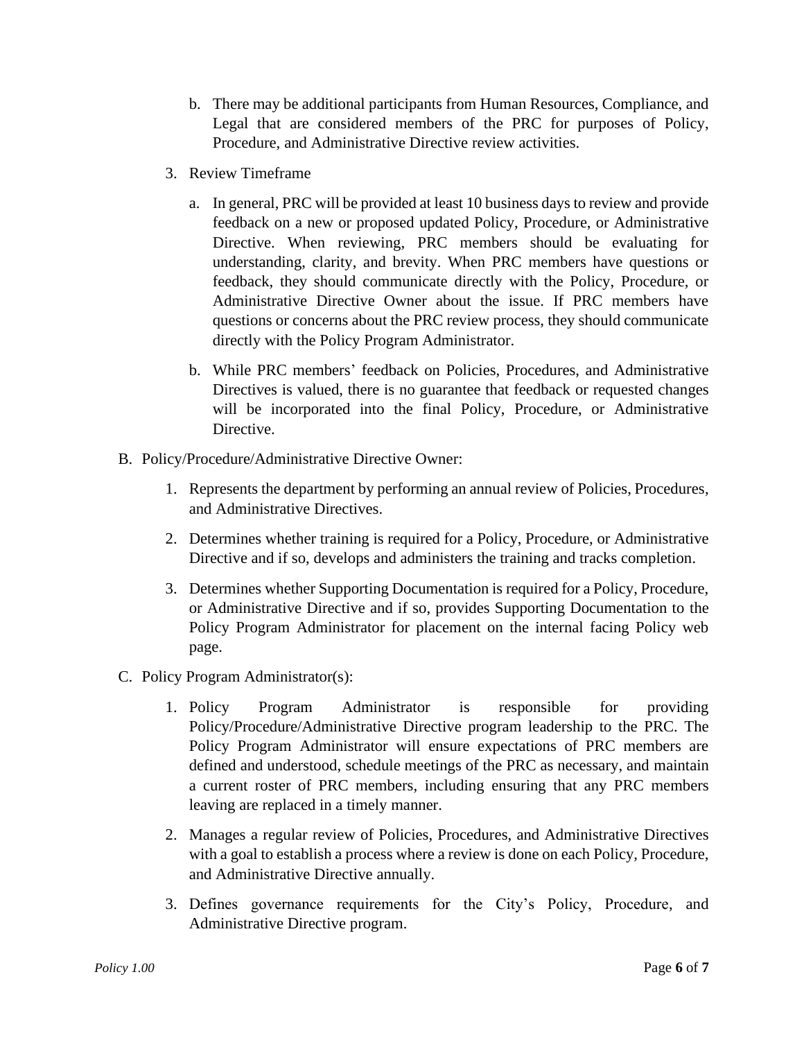b. There may be additional participants from Human Resources, Compliance, and Legal that are considered members of the PRC for purposes of Policy, Procedure, and Administrative Directive review activities.

3. Review Timeframe

   a. In general, PRC will be provided at least 10 business days to review and provide feedback on a new or proposed updated Policy, Procedure, or Administrative Directive. When reviewing, PRC members should be evaluating for understanding, clarity, and brevity. When PRC members have questions or feedback, they should communicate directly with the Policy, Procedure, or Administrative Directive Owner about the issue. If PRC members have questions or concerns about the PRC review process, they should communicate directly with the Policy Program Administrator.

   b. While PRC members' feedback on Policies, Procedures, and Administrative Directives is valued, there is no guarantee that feedback or requested changes will be incorporated into the final Policy, Procedure, or Administrative Directive.

B. Policy/Procedure/Administrative Directive Owner:

1. Represents the department by performing an annual review of Policies, Procedures, and Administrative Directives.

2. Determines whether training is required for a Policy, Procedure, or Administrative Directive and if so, develops and administers the training and tracks completion.

3. Determines whether Supporting Documentation is required for a Policy, Procedure, or Administrative Directive and if so, provides Supporting Documentation to the Policy Program Administrator for placement on the internal facing Policy web page.

C. Policy Program Administrator(s):

1. Policy Program Administrator is responsible for providing Policy/Procedure/Administrative Directive program leadership to the PRC. The Policy Program Administrator will ensure expectations of PRC members are defined and understood, schedule meetings of the PRC as necessary, and maintain a current roster of PRC members, including ensuring that any PRC members leaving are replaced in a timely manner.

2. Manages a regular review of Policies, Procedures, and Administrative Directives with a goal to establish a process where a review is done on each Policy, Procedure, and Administrative Directive annually.

3. Defines governance requirements for the City's Policy, Procedure, and Administrative Directive program.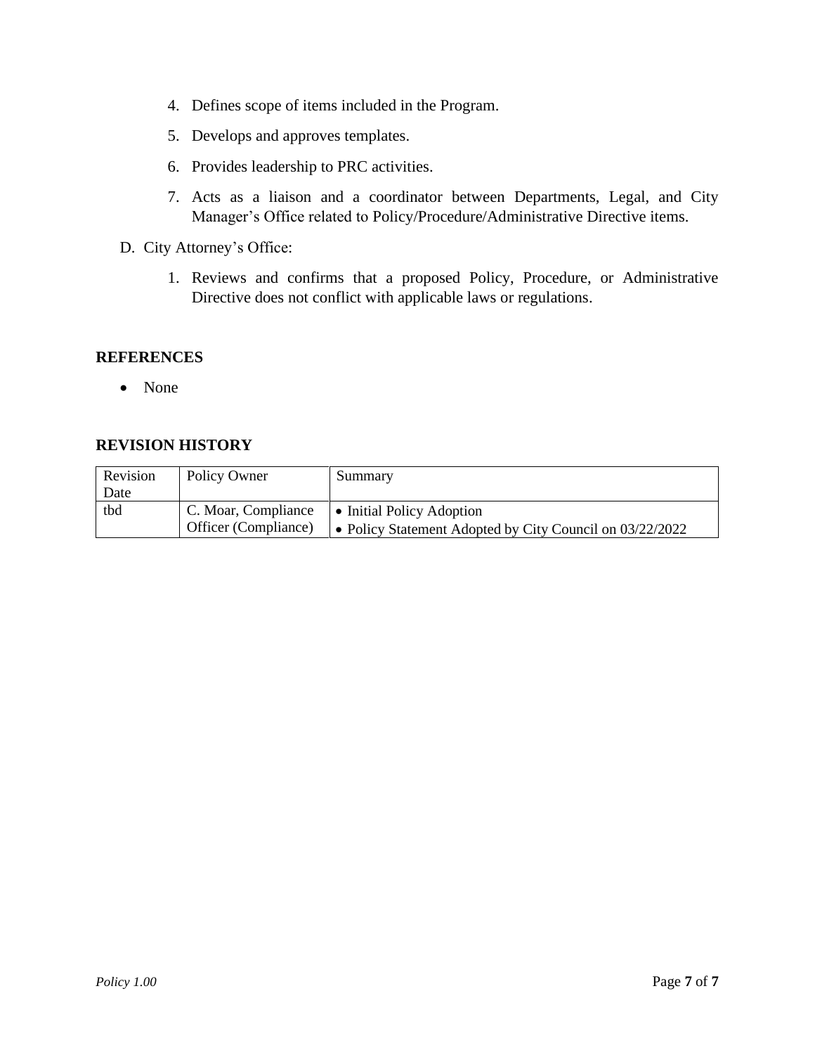4. Defines scope of items included in the Program.
5. Develops and approves templates.
6. Provides leadership to PRC activities.
7. Acts as a liaison and a coordinator between Departments, Legal, and City Manager's Office related to Policy/Procedure/Administrative Directive items.

D. City Attorney's Office:

1. Reviews and confirms that a proposed Policy, Procedure, or Administrative Directive does not conflict with applicable laws or regulations.

## REFERENCES

- None

## REVISION HISTORY

| Revision Date | Policy Owner | Summary |
|---|---|---|
| tbd | C. Moar, Compliance Officer (Compliance) | • Initial Policy Adoption<br>• Policy Statement Adopted by City Council on 03/22/2022 |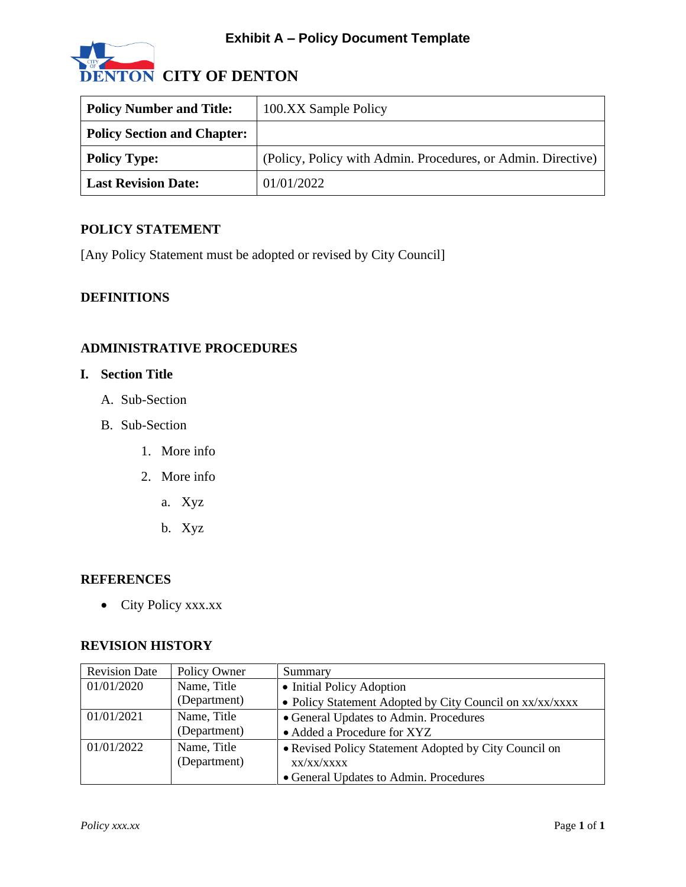# Exhibit A – Policy Document Template

## CITY OF DENTON

| | |
|---|---|
| **Policy Number and Title:** | 100.XX Sample Policy |
| **Policy Section and Chapter:** | |
| **Policy Type:** | (Policy, Policy with Admin. Procedures, or Admin. Directive) |
| **Last Revision Date:** | 01/01/2022 |

### POLICY STATEMENT

[Any Policy Statement must be adopted or revised by City Council]

### DEFINITIONS

### ADMINISTRATIVE PROCEDURES

**I. Section Title**

A. Sub-Section

B. Sub-Section

1. More info
2. More info
    a. Xyz
    b. Xyz

### REFERENCES

- City Policy xxx.xx

### REVISION HISTORY

| Revision Date | Policy Owner | Summary |
|---|---|---|
| 01/01/2020 | Name, Title (Department) | • Initial Policy Adoption<br>• Policy Statement Adopted by City Council on xx/xx/xxxx |
| 01/01/2021 | Name, Title (Department) | • General Updates to Admin. Procedures<br>• Added a Procedure for XYZ |
| 01/01/2022 | Name, Title (Department) | • Revised Policy Statement Adopted by City Council on xx/xx/xxxx<br>• General Updates to Admin. Procedures |